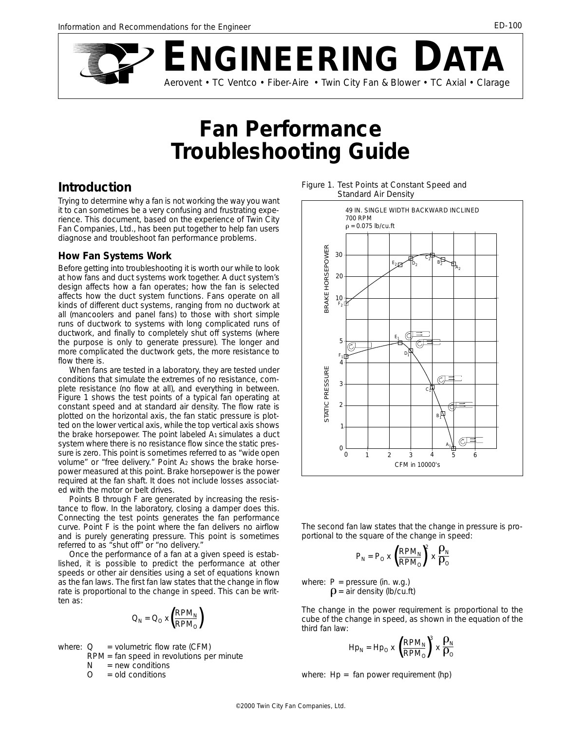# ENGINEERING DATA

Aerovent • TC Ventco • Fiber-Aire • Twin City Fan & Blower • TC Axial • Clarage

# Fan Performance Troubleshooting Guide

## Introduction

Trying to determine why a fan is not working the way you want it to can sometimes be a very confusing and frustrating experience. This document, based on the experience of Twin City Fan Companies, Ltd., has been put together to help fan users diagnose and troubleshoot fan performance problems.

### How Fan Systems Work

Before getting into troubleshooting it is worth our while to look at how fans and duct systems work together. A duct system's design affects how a fan operates; how the fan is selected affects how the duct system functions. Fans operate on all kinds of different duct systems, ranging from no ductwork at all (mancoolers and panel fans) to those with short simple runs of ductwork to systems with long complicated runs of ductwork, and finally to completely shut off systems (where the purpose is only to generate pressure). The longer and more complicated the ductwork gets, the more resistance to flow there is.

When fans are tested in a laboratory, they are tested under conditions that simulate the extremes of no resistance, complete resistance (no flow at all), and everything in between. Figure 1 shows the test points of a typical fan operating at constant speed and at standard air density. The flow rate is plotted on the horizontal axis, the fan static pressure is plotted on the lower vertical axis, while the top vertical axis shows the brake horsepower. The point labeled $A_1$ simulates a duct system where there is no resistance flow since the static pressure is zero. This point is sometimes referred to as "wide open volume" or "free delivery." Point $A_2$ shows the brake horsepower measured at this point. Brake horsepower is the power required at the fan shaft. It does not include losses associated with the motor or belt drives.

Points B through F are generated by increasing the resistance to flow. In the laboratory, closing a damper does this. Connecting the test points generates the fan performance curve. Point F is the point where the fan delivers no airflow and is purely generating pressure. This point is sometimes referred to as "shut off" or "no delivery."

Once the performance of a fan at a given speed is established, it is possible to predict the performance at other speeds or other air densities using a set of equations known as the fan laws. The first fan law states that the change in flow rate is proportional to the change in speed. This can be written as:

$$Q_N = Q_O \times \left(\frac{RPM_N}{RPM_O}\right)$$

where: Q = volumetric flow rate (CFM)
RPM = fan speed in revolutions per minute
N = new conditions
O = old conditions

Figure 1. Test Points at Constant Speed and Standard Air Density

(49 IN. SINGLE WIDTH BACKWARD INCLINED, 700 RPM, $\rho$ = 0.075 lb/cu.ft)

The second fan law states that the change in pressure is proportional to the square of the change in speed:

$$P_N = P_O \times \left(\frac{RPM_N}{RPM_O}\right)^2 \times \frac{\rho_N}{\rho_O}$$

where: P = pressure (in. w.g.)
$\rho$ = air density (lb/cu.ft)

The change in the power requirement is proportional to the cube of the change in speed, as shown in the equation of the third fan law:

$$Hp_N = Hp_O \times \left(\frac{RPM_N}{RPM_O}\right)^3 \times \frac{\rho_N}{\rho_O}$$

where: Hp = fan power requirement (hp)

©2000 Twin City Fan Companies, Ltd.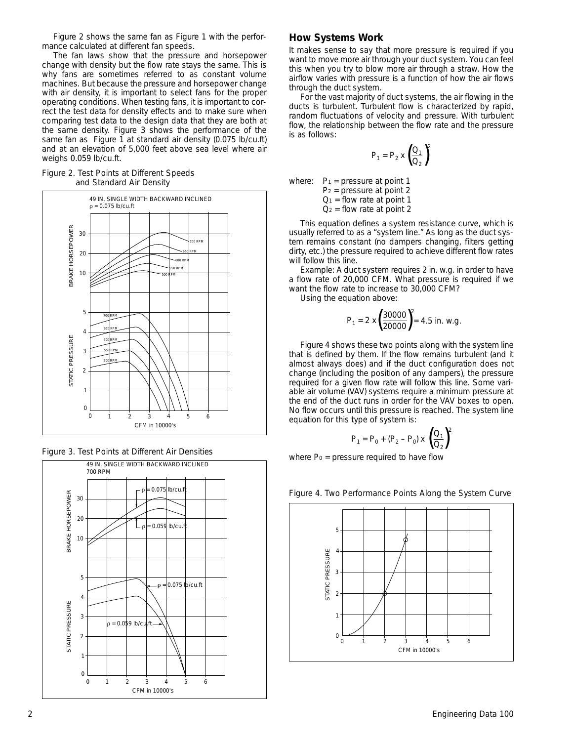Figure 2 shows the same fan as Figure 1 with the performance calculated at different fan speeds.

The fan laws show that the pressure and horsepower change with density but the flow rate stays the same. This is why fans are sometimes referred to as constant volume machines. But because the pressure and horsepower change with air density, it is important to select fans for the proper operating conditions. When testing fans, it is important to correct the test data for density effects and to make sure when comparing test data to the design data that they are both at the same density. Figure 3 shows the performance of the same fan as Figure 1 at standard air density (0.075 lb/cu.ft) and at an elevation of 5,000 feet above sea level where air weighs 0.059 lb/cu.ft.

Figure 2. Test Points at Different Speeds and Standard Air Density

Figure 3. Test Points at Different Air Densities

## How Systems Work

It makes sense to say that more pressure is required if you want to move more air through your duct system. You can feel this when you try to blow more air through a straw. How the airflow varies with pressure is a function of how the air flows through the duct system.

For the vast majority of duct systems, the air flowing in the ducts is turbulent. Turbulent flow is characterized by rapid, random fluctuations of velocity and pressure. With turbulent flow, the relationship between the flow rate and the pressure is as follows:

$$P_1 = P_2 \times \left(\frac{Q_1}{Q_2}\right)^2$$

where:
- $P_1$ = pressure at point 1
- $P_2$ = pressure at point 2
- $Q_1$ = flow rate at point 1
- $Q_2$ = flow rate at point 2

This equation defines a system resistance curve, which is usually referred to as a "system line." As long as the duct system remains constant (no dampers changing, filters getting dirty, etc.) the pressure required to achieve different flow rates will follow this line.

Example: A duct system requires 2 in. w.g. in order to have a flow rate of 20,000 CFM. What pressure is required if we want the flow rate to increase to 30,000 CFM?

Using the equation above:

$$P_1 = 2 \times \left(\frac{30000}{20000}\right)^2 = 4.5 \text{ in. w.g.}$$

Figure 4 shows these two points along with the system line that is defined by them. If the flow remains turbulent (and it almost always does) and if the duct configuration does not change (including the position of any dampers), the pressure required for a given flow rate will follow this line. Some variable air volume (VAV) systems require a minimum pressure at the end of the duct runs in order for the VAV boxes to open. No flow occurs until this pressure is reached. The system line equation for this type of system is:

$$P_1 = P_0 + (P_2 - P_0) \times \left(\frac{Q_1}{Q_2}\right)^2$$

where $P_0$ = pressure required to have flow

Figure 4. Two Performance Points Along the System Curve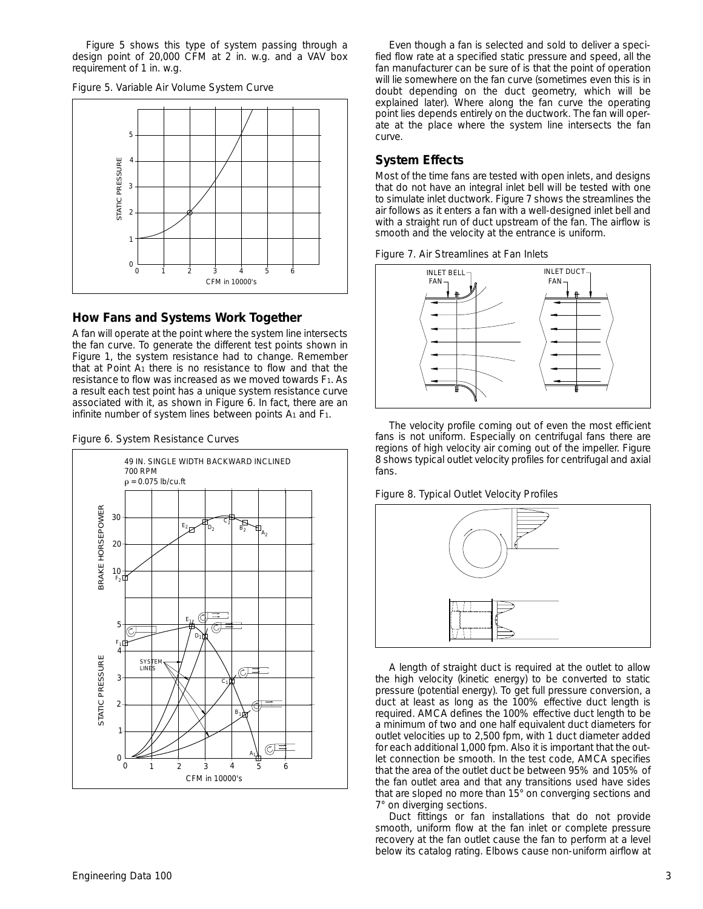Figure 5 shows this type of system passing through a design point of 20,000 CFM at 2 in. w.g. and a VAV box requirement of 1 in. w.g.

Figure 5. Variable Air Volume System Curve

## How Fans and Systems Work Together

A fan will operate at the point where the system line intersects the fan curve. To generate the different test points shown in Figure 1, the system resistance had to change. Remember that at Point $A_1$ there is no resistance to flow and that the resistance to flow was increased as we moved towards $F_1$. As a result each test point has a unique system resistance curve associated with it, as shown in Figure 6. In fact, there are an infinite number of system lines between points $A_1$ and $F_1$.

Figure 6. System Resistance Curves

Even though a fan is selected and sold to deliver a specified flow rate at a specified static pressure and speed, all the fan manufacturer can be sure of is that the point of operation will lie somewhere on the fan curve (sometimes even this is in doubt depending on the duct geometry, which will be explained later). Where along the fan curve the operating point lies depends entirely on the ductwork. The fan will operate at the place where the system line intersects the fan curve.

## System Effects

Most of the time fans are tested with open inlets, and designs that do not have an integral inlet bell will be tested with one to simulate inlet ductwork. Figure 7 shows the streamlines the air follows as it enters a fan with a well-designed inlet bell and with a straight run of duct upstream of the fan. The airflow is smooth and the velocity at the entrance is uniform.

Figure 7. Air Streamlines at Fan Inlets

The velocity profile coming out of even the most efficient fans is not uniform. Especially on centrifugal fans there are regions of high velocity air coming out of the impeller. Figure 8 shows typical outlet velocity profiles for centrifugal and axial fans.

Figure 8. Typical Outlet Velocity Profiles

A length of straight duct is required at the outlet to allow the high velocity (kinetic energy) to be converted to static pressure (potential energy). To get full pressure conversion, a duct at least as long as the 100% effective duct length is required. AMCA defines the 100% effective duct length to be a minimum of two and one half equivalent duct diameters for outlet velocities up to 2,500 fpm, with 1 duct diameter added for each additional 1,000 fpm. Also it is important that the outlet connection be smooth. In the test code, AMCA specifies that the area of the outlet duct be between 95% and 105% of the fan outlet area and that any transitions used have sides that are sloped no more than 15° on converging sections and 7° on diverging sections.

Duct fittings or fan installations that do not provide smooth, uniform flow at the fan inlet or complete pressure recovery at the fan outlet cause the fan to perform at a level below its catalog rating. Elbows cause non-uniform airflow at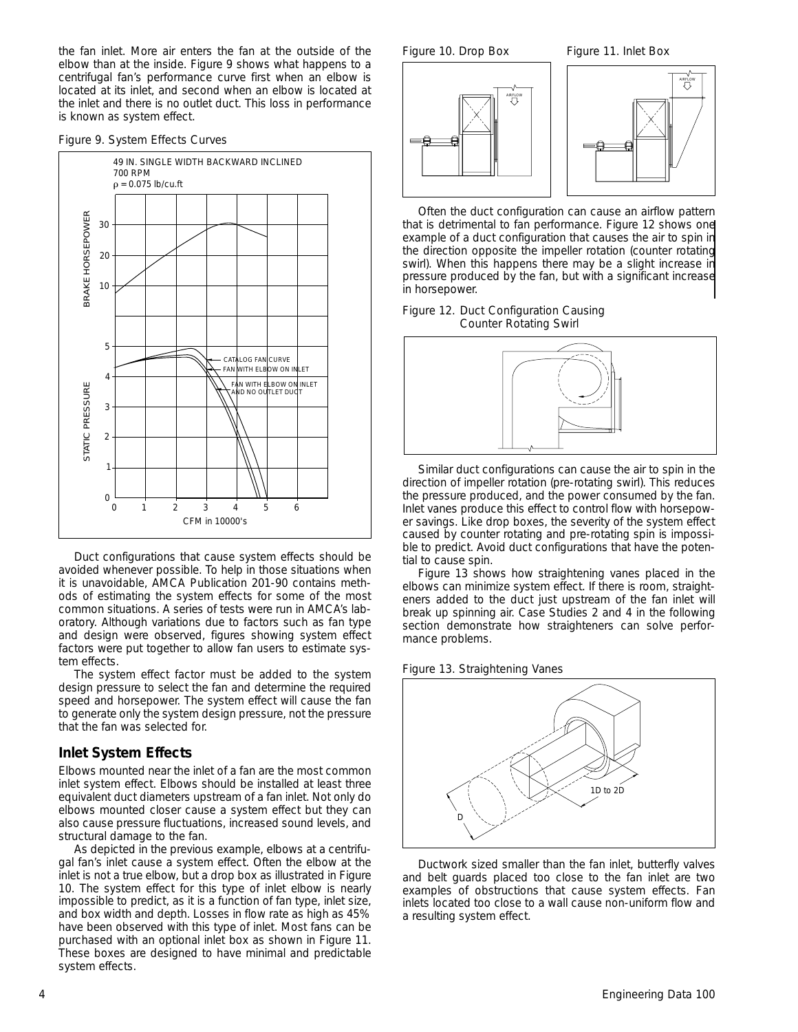the fan inlet. More air enters the fan at the outside of the elbow than at the inside. Figure 9 shows what happens to a centrifugal fan's performance curve first when an elbow is located at its inlet, and second when an elbow is located at the inlet and there is no outlet duct. This loss in performance is known as system effect.

Figure 9. System Effects Curves

Duct configurations that cause system effects should be avoided whenever possible. To help in those situations when it is unavoidable, AMCA Publication 201-90 contains methods of estimating the system effects for some of the most common situations. A series of tests were run in AMCA's laboratory. Although variations due to factors such as fan type and design were observed, figures showing system effect factors were put together to allow fan users to estimate system effects.

The system effect factor must be added to the system design pressure to select the fan and determine the required speed and horsepower. The system effect will cause the fan to generate only the system design pressure, not the pressure that the fan was selected for.

## Inlet System Effects

Elbows mounted near the inlet of a fan are the most common inlet system effect. Elbows should be installed at least three equivalent duct diameters upstream of a fan inlet. Not only do elbows mounted closer cause a system effect but they can also cause pressure fluctuations, increased sound levels, and structural damage to the fan.

As depicted in the previous example, elbows at a centrifugal fan's inlet cause a system effect. Often the elbow at the inlet is not a true elbow, but a drop box as illustrated in Figure 10. The system effect for this type of inlet elbow is nearly impossible to predict, as it is a function of fan type, inlet size, and box width and depth. Losses in flow rate as high as 45% have been observed with this type of inlet. Most fans can be purchased with an optional inlet box as shown in Figure 11. These boxes are designed to have minimal and predictable system effects.

Figure 10. Drop Box

Figure 11. Inlet Box

Often the duct configuration can cause an airflow pattern that is detrimental to fan performance. Figure 12 shows one example of a duct configuration that causes the air to spin in the direction opposite the impeller rotation (counter rotating swirl). When this happens there may be a slight increase in pressure produced by the fan, but with a significant increase in horsepower.

Figure 12. Duct Configuration Causing Counter Rotating Swirl

Similar duct configurations can cause the air to spin in the direction of impeller rotation (pre-rotating swirl). This reduces the pressure produced, and the power consumed by the fan. Inlet vanes produce this effect to control flow with horsepower savings. Like drop boxes, the severity of the system effect caused by counter rotating and pre-rotating spin is impossible to predict. Avoid duct configurations that have the potential to cause spin.

Figure 13 shows how straightening vanes placed in the elbows can minimize system effect. If there is room, straighteners added to the duct just upstream of the fan inlet will break up spinning air. Case Studies 2 and 4 in the following section demonstrate how straighteners can solve performance problems.

Figure 13. Straightening Vanes

Ductwork sized smaller than the fan inlet, butterfly valves and belt guards placed too close to the fan inlet are two examples of obstructions that cause system effects. Fan inlets located too close to a wall cause non-uniform flow and a resulting system effect.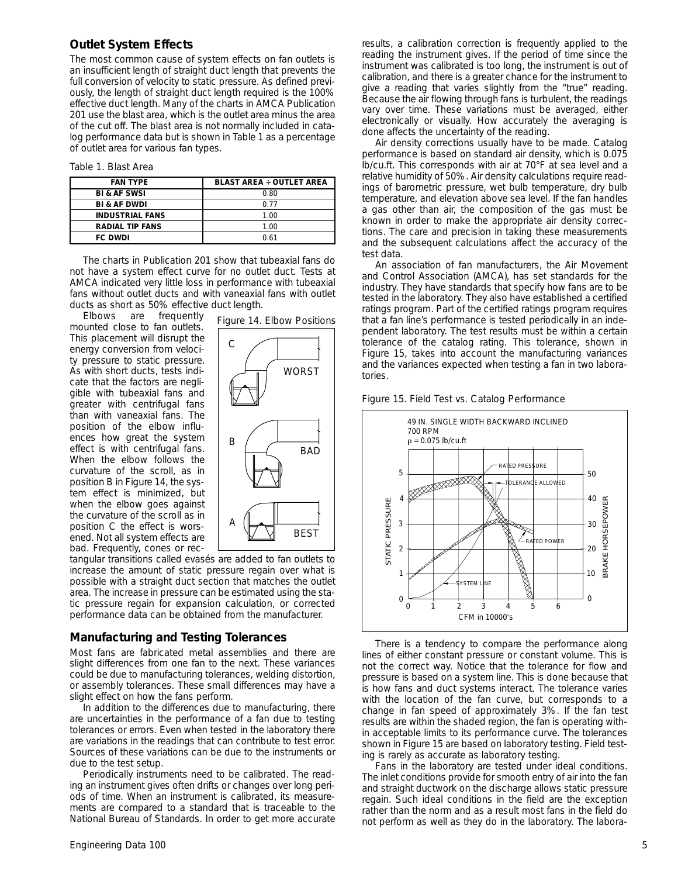## Outlet System Effects

The most common cause of system effects on fan outlets is an insufficient length of straight duct length that prevents the full conversion of velocity to static pressure. As defined previously, the length of straight duct length required is the 100% effective duct length. Many of the charts in AMCA Publication 201 use the blast area, which is the outlet area minus the area of the cut off. The blast area is not normally included in catalog performance data but is shown in Table 1 as a percentage of outlet area for various fan types.

Table 1. Blast Area

| FAN TYPE | BLAST AREA ÷ OUTLET AREA |
|---|---|
| BI & AF SWSI | 0.80 |
| BI & AF DWDI | 0.77 |
| INDUSTRIAL FANS | 1.00 |
| RADIAL TIP FANS | 1.00 |
| FC DWDI | 0.61 |

The charts in Publication 201 show that tubeaxial fans do not have a system effect curve for no outlet duct. Tests at AMCA indicated very little loss in performance with tubeaxial fans without outlet ducts and with vaneaxial fans with outlet ducts as short as 50% effective duct length.

Elbows are frequently mounted close to fan outlets. This placement will disrupt the energy conversion from velocity pressure to static pressure. As with short ducts, tests indicate that the factors are negligible with tubeaxial fans and greater with centrifugal fans than with vaneaxial fans. The position of the elbow influences how great the system effect is with centrifugal fans. When the elbow follows the curvature of the scroll, as in position B in Figure 14, the system effect is minimized, but when the elbow goes against the curvature of the scroll as in position C the effect is worsened. Not all system effects are bad. Frequently, cones or rectangular transitions called evasés are added to fan outlets to increase the amount of static pressure regain over what is possible with a straight duct section that matches the outlet area. The increase in pressure can be estimated using the static pressure regain for expansion calculation, or corrected performance data can be obtained from the manufacturer.

Figure 14. Elbow Positions

C WORST

B BAD

A BEST

## Manufacturing and Testing Tolerances

Most fans are fabricated metal assemblies and there are slight differences from one fan to the next. These variances could be due to manufacturing tolerances, welding distortion, or assembly tolerances. These small differences may have a slight effect on how the fans perform.

In addition to the differences due to manufacturing, there are uncertainties in the performance of a fan due to testing tolerances or errors. Even when tested in the laboratory there are variations in the readings that can contribute to test error. Sources of these variations can be due to the instruments or due to the test setup.

Periodically instruments need to be calibrated. The reading an instrument gives often drifts or changes over long periods of time. When an instrument is calibrated, its measurements are compared to a standard that is traceable to the National Bureau of Standards. In order to get more accurate results, a calibration correction is frequently applied to the reading the instrument gives. If the period of time since the instrument was calibrated is too long, the instrument is out of calibration, and there is a greater chance for the instrument to give a reading that varies slightly from the "true" reading. Because the air flowing through fans is turbulent, the readings vary over time. These variations must be averaged, either electronically or visually. How accurately the averaging is done affects the uncertainty of the reading.

Air density corrections usually have to be made. Catalog performance is based on standard air density, which is 0.075 lb/cu.ft. This corresponds with air at 70°F at sea level and a relative humidity of 50%. Air density calculations require readings of barometric pressure, wet bulb temperature, dry bulb temperature, and elevation above sea level. If the fan handles a gas other than air, the composition of the gas must be known in order to make the appropriate air density corrections. The care and precision in taking these measurements and the subsequent calculations affect the accuracy of the test data.

An association of fan manufacturers, the Air Movement and Control Association (AMCA), has set standards for the industry. They have standards that specify how fans are to be tested in the laboratory. They also have established a certified ratings program. Part of the certified ratings program requires that a fan line's performance is tested periodically in an independent laboratory. The test results must be within a certain tolerance of the catalog rating. This tolerance, shown in Figure 15, takes into account the manufacturing variances and the variances expected when testing a fan in two laboratories.

Figure 15. Field Test vs. Catalog Performance

49 IN. SINGLE WIDTH BACKWARD INCLINED
700 RPM
$\rho = 0.075$ lb/cu.ft

There is a tendency to compare the performance along lines of either constant pressure or constant volume. This is not the correct way. Notice that the tolerance for flow and pressure is based on a system line. This is done because that is how fans and duct systems interact. The tolerance varies with the location of the fan curve, but corresponds to a change in fan speed of approximately 3%. If the fan test results are within the shaded region, the fan is operating within acceptable limits to its performance curve. The tolerances shown in Figure 15 are based on laboratory testing. Field testing is rarely as accurate as laboratory testing.

Fans in the laboratory are tested under ideal conditions. The inlet conditions provide for smooth entry of air into the fan and straight ductwork on the discharge allows static pressure regain. Such ideal conditions in the field are the exception rather than the norm and as a result most fans in the field do not perform as well as they do in the laboratory. The labora-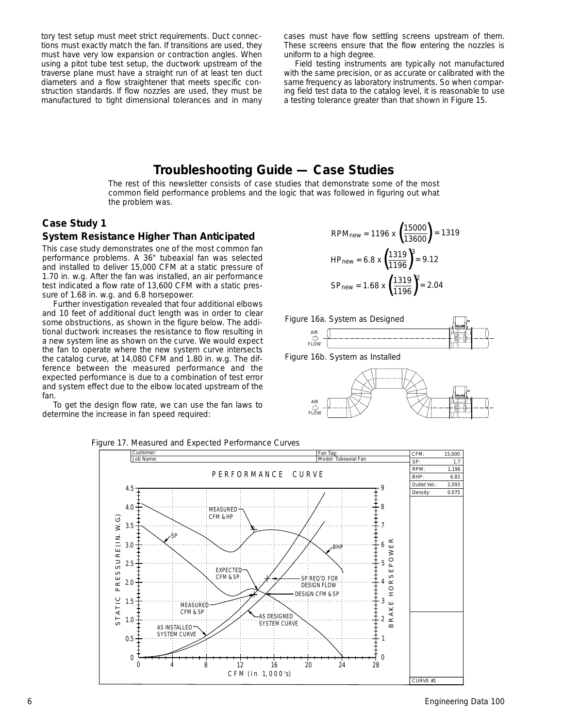tory test setup must meet strict requirements. Duct connections must exactly match the fan. If transitions are used, they must have very low expansion or contraction angles. When using a pitot tube test setup, the ductwork upstream of the traverse plane must have a straight run of at least ten duct diameters and a flow straightener that meets specific construction standards. If flow nozzles are used, they must be manufactured to tight dimensional tolerances and in many cases must have flow settling screens upstream of them. These screens ensure that the flow entering the nozzles is uniform to a high degree.

Field testing instruments are typically not manufactured with the same precision, or as accurate or calibrated with the same frequency as laboratory instruments. So when comparing field test data to the catalog level, it is reasonable to use a testing tolerance greater than that shown in Figure 15.

# Troubleshooting Guide — Case Studies

The rest of this newsletter consists of case studies that demonstrate some of the most common field performance problems and the logic that was followed in figuring out what the problem was.

## Case Study 1

### System Resistance Higher Than Anticipated

This case study demonstrates one of the most common fan performance problems. A 36" tubeaxial fan was selected and installed to deliver 15,000 CFM at a static pressure of 1.70 in. w.g. After the fan was installed, an air performance test indicated a flow rate of 13,600 CFM with a static pressure of 1.68 in. w.g. and 6.8 horsepower.

Further investigation revealed that four additional elbows and 10 feet of additional duct length was in order to clear some obstructions, as shown in the figure below. The additional ductwork increases the resistance to flow resulting in a new system line as shown on the curve. We would expect the fan to operate where the new system curve intersects the catalog curve, at 14,080 CFM and 1.80 in. w.g. The difference between the measured performance and the expected performance is due to a combination of test error and system effect due to the elbow located upstream of the fan.

To get the design flow rate, we can use the fan laws to determine the increase in fan speed required:

$$RPM_{new} = 1196 \times \left(\frac{15000}{13600}\right) = 1319$$

$$HP_{new} = 6.8 \times \left(\frac{1319}{1196}\right)^3 = 9.12$$

$$SP_{new} = 1.68 \times \left(\frac{1319}{1196}\right)^2 = 2.04$$

Figure 16a. System as Designed

Figure 16b. System as Installed

Figure 17. Measured and Expected Performance Curves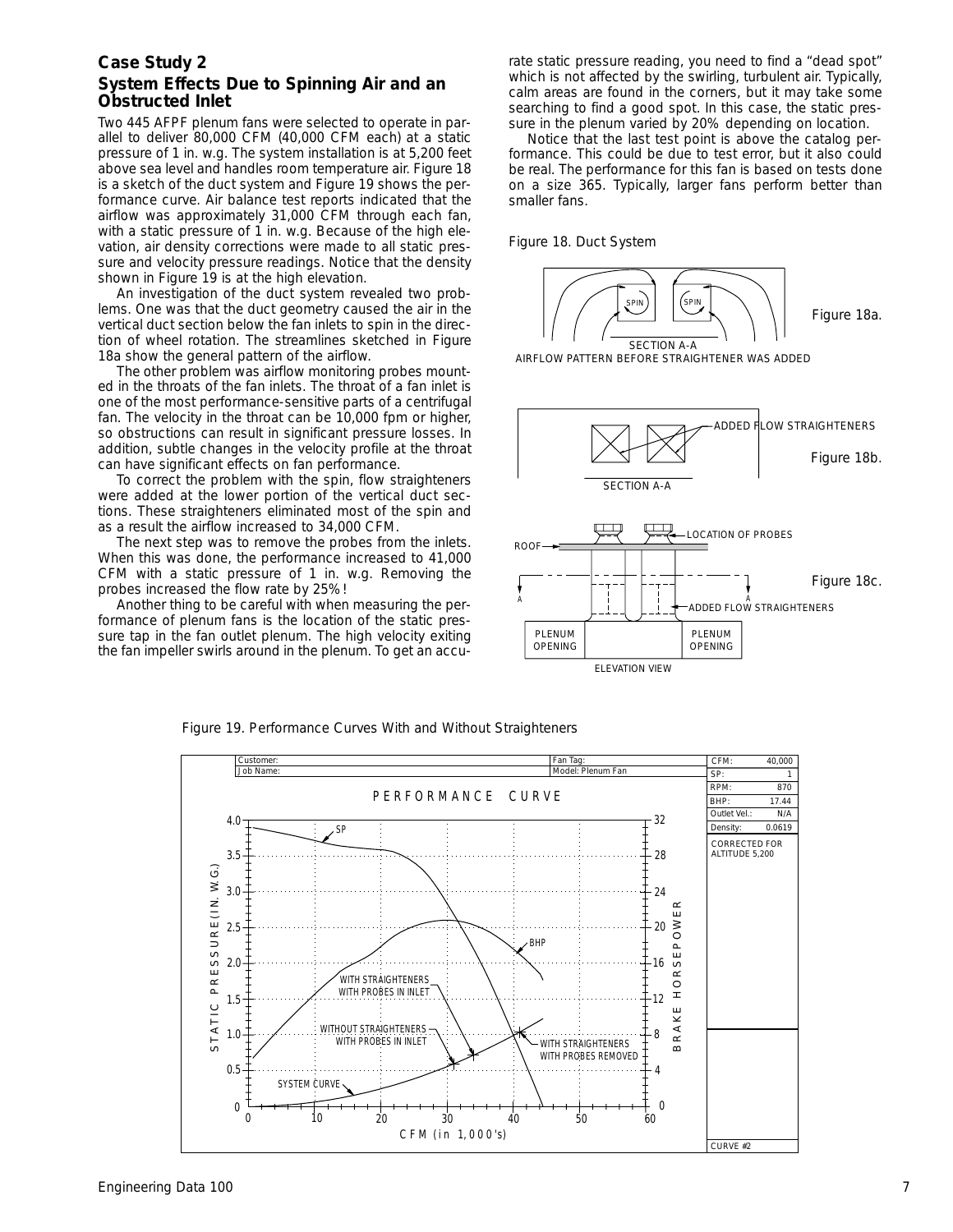## Case Study 2

### System Effects Due to Spinning Air and an Obstructed Inlet

Two 445 AFPF plenum fans were selected to operate in parallel to deliver 80,000 CFM (40,000 CFM each) at a static pressure of 1 in. w.g. The system installation is at 5,200 feet above sea level and handles room temperature air. Figure 18 is a sketch of the duct system and Figure 19 shows the performance curve. Air balance test reports indicated that the airflow was approximately 31,000 CFM through each fan, with a static pressure of 1 in. w.g. Because of the high elevation, air density corrections were made to all static pressure and velocity pressure readings. Notice that the density shown in Figure 19 is at the high elevation.

An investigation of the duct system revealed two problems. One was that the duct geometry caused the air in the vertical duct section below the fan inlets to spin in the direction of wheel rotation. The streamlines sketched in Figure 18a show the general pattern of the airflow.

The other problem was airflow monitoring probes mounted in the throats of the fan inlets. The throat of a fan inlet is one of the most performance-sensitive parts of a centrifugal fan. The velocity in the throat can be 10,000 fpm or higher, so obstructions can result in significant pressure losses. In addition, subtle changes in the velocity profile at the throat can have significant effects on fan performance.

To correct the problem with the spin, flow straighteners were added at the lower portion of the vertical duct sections. These straighteners eliminated most of the spin and as a result the airflow increased to 34,000 CFM.

The next step was to remove the probes from the inlets. When this was done, the performance increased to 41,000 CFM with a static pressure of 1 in. w.g. Removing the probes increased the flow rate by 25%!

Another thing to be careful with when measuring the performance of plenum fans is the location of the static pressure tap in the fan outlet plenum. The high velocity exiting the fan impeller swirls around in the plenum. To get an accurate static pressure reading, you need to find a "dead spot" which is not affected by the swirling, turbulent air. Typically, calm areas are found in the corners, but it may take some searching to find a good spot. In this case, the static pressure in the plenum varied by 20% depending on location.

Notice that the last test point is above the catalog performance. This could be due to test error, but it also could be real. The performance for this fan is based on tests done on a size 365. Typically, larger fans perform better than smaller fans.

Figure 18. Duct System

Figure 18a. SECTION A-A — AIRFLOW PATTERN BEFORE STRAIGHTENER WAS ADDED

Figure 18b. SECTION A-A — ADDED FLOW STRAIGHTENERS

Figure 18c. ELEVATION VIEW — ROOF, LOCATION OF PROBES, ADDED FLOW STRAIGHTENERS, PLENUM OPENING

Figure 19. Performance Curves With and Without Straighteners

| CFM: | 40,000 |
|---|---|
| SP: | 1 |
| RPM: | 870 |
| BHP: | 17.44 |
| Outlet Vel.: | N/A |
| Density: | 0.0619 |

CORRECTED FOR ALTITUDE 5,200

CURVE #2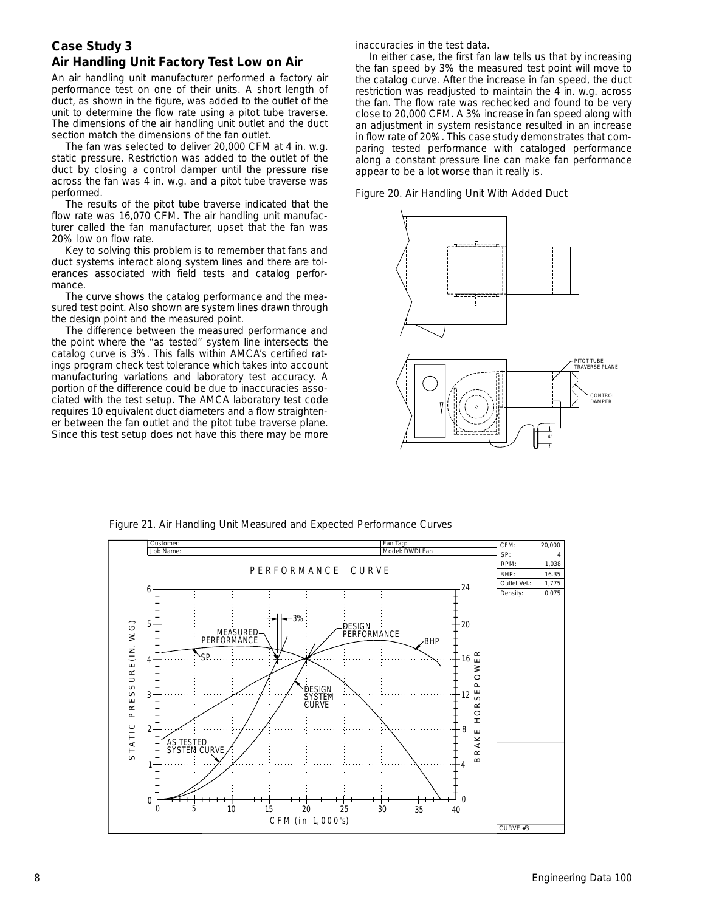## Case Study 3

## Air Handling Unit Factory Test Low on Air

An air handling unit manufacturer performed a factory air performance test on one of their units. A short length of duct, as shown in the figure, was added to the outlet of the unit to determine the flow rate using a pitot tube traverse. The dimensions of the air handling unit outlet and the duct section match the dimensions of the fan outlet.

The fan was selected to deliver 20,000 CFM at 4 in. w.g. static pressure. Restriction was added to the outlet of the duct by closing a control damper until the pressure rise across the fan was 4 in. w.g. and a pitot tube traverse was performed.

The results of the pitot tube traverse indicated that the flow rate was 16,070 CFM. The air handling unit manufacturer called the fan manufacturer, upset that the fan was 20% low on flow rate.

Key to solving this problem is to remember that fans and duct systems interact along system lines and there are tolerances associated with field tests and catalog performance.

The curve shows the catalog performance and the measured test point. Also shown are system lines drawn through the design point and the measured point.

The difference between the measured performance and the point where the "as tested" system line intersects the catalog curve is 3%. This falls within AMCA's certified ratings program check test tolerance which takes into account manufacturing variations and laboratory test accuracy. A portion of the difference could be due to inaccuracies associated with the test setup. The AMCA laboratory test code requires 10 equivalent duct diameters and a flow straightener between the fan outlet and the pitot tube traverse plane. Since this test setup does not have this there may be more inaccuracies in the test data.

In either case, the first fan law tells us that by increasing the fan speed by 3% the measured test point will move to the catalog curve. After the increase in fan speed, the duct restriction was readjusted to maintain the 4 in. w.g. across the fan. The flow rate was rechecked and found to be very close to 20,000 CFM. A 3% increase in fan speed along with an adjustment in system resistance resulted in an increase in flow rate of 20%. This case study demonstrates that comparing tested performance with cataloged performance along a constant pressure line can make fan performance appear to be a lot worse than it really is.

Figure 20. Air Handling Unit With Added Duct

Figure 21. Air Handling Unit Measured and Expected Performance Curves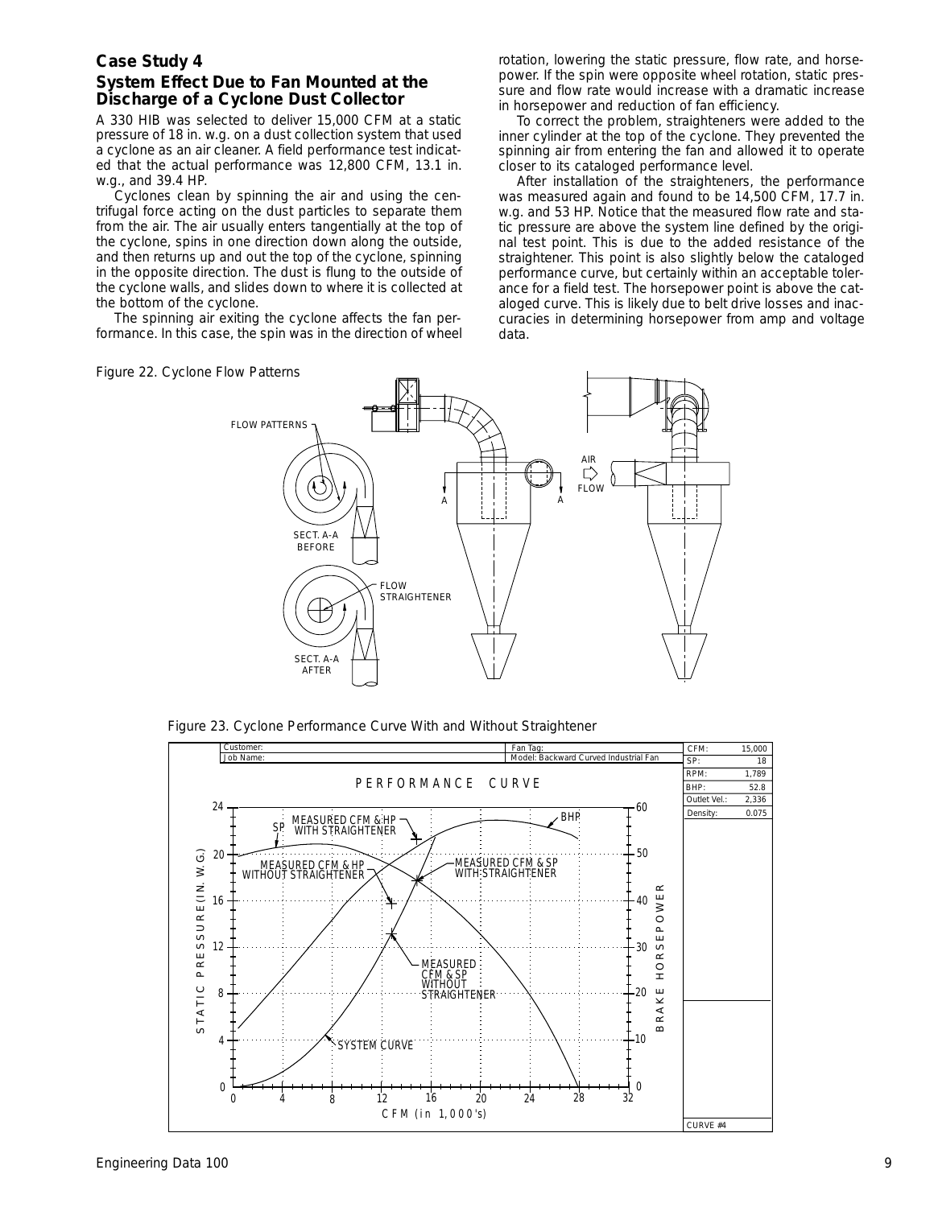## Case Study 4

### System Effect Due to Fan Mounted at the Discharge of a Cyclone Dust Collector

A 330 HIB was selected to deliver 15,000 CFM at a static pressure of 18 in. w.g. on a dust collection system that used a cyclone as an air cleaner. A field performance test indicated that the actual performance was 12,800 CFM, 13.1 in. w.g., and 39.4 HP.

Cyclones clean by spinning the air and using the centrifugal force acting on the dust particles to separate them from the air. The air usually enters tangentially at the top of the cyclone, spins in one direction down along the outside, and then returns up and out the top of the cyclone, spinning in the opposite direction. The dust is flung to the outside of the cyclone walls, and slides down to where it is collected at the bottom of the cyclone.

The spinning air exiting the cyclone affects the fan performance. In this case, the spin was in the direction of wheel rotation, lowering the static pressure, flow rate, and horsepower. If the spin were opposite wheel rotation, static pressure and flow rate would increase with a dramatic increase in horsepower and reduction of fan efficiency.

To correct the problem, straighteners were added to the inner cylinder at the top of the cyclone. They prevented the spinning air from entering the fan and allowed it to operate closer to its cataloged performance level.

After installation of the straighteners, the performance was measured again and found to be 14,500 CFM, 17.7 in. w.g. and 53 HP. Notice that the measured flow rate and static pressure are above the system line defined by the original test point. This is due to the added resistance of the straightener. This point is also slightly below the cataloged performance curve, but certainly within an acceptable tolerance for a field test. The horsepower point is above the cataloged curve. This is likely due to belt drive losses and inaccuracies in determining horsepower from amp and voltage data.

Figure 22. Cyclone Flow Patterns

Figure 23. Cyclone Performance Curve With and Without Straightener

| CFM: | 15,000 |
| --- | --- |
| SP: | 18 |
| RPM: | 1,789 |
| BHP: | 52.8 |
| Outlet Vel.: | 2,336 |
| Density: | 0.075 |

CURVE #4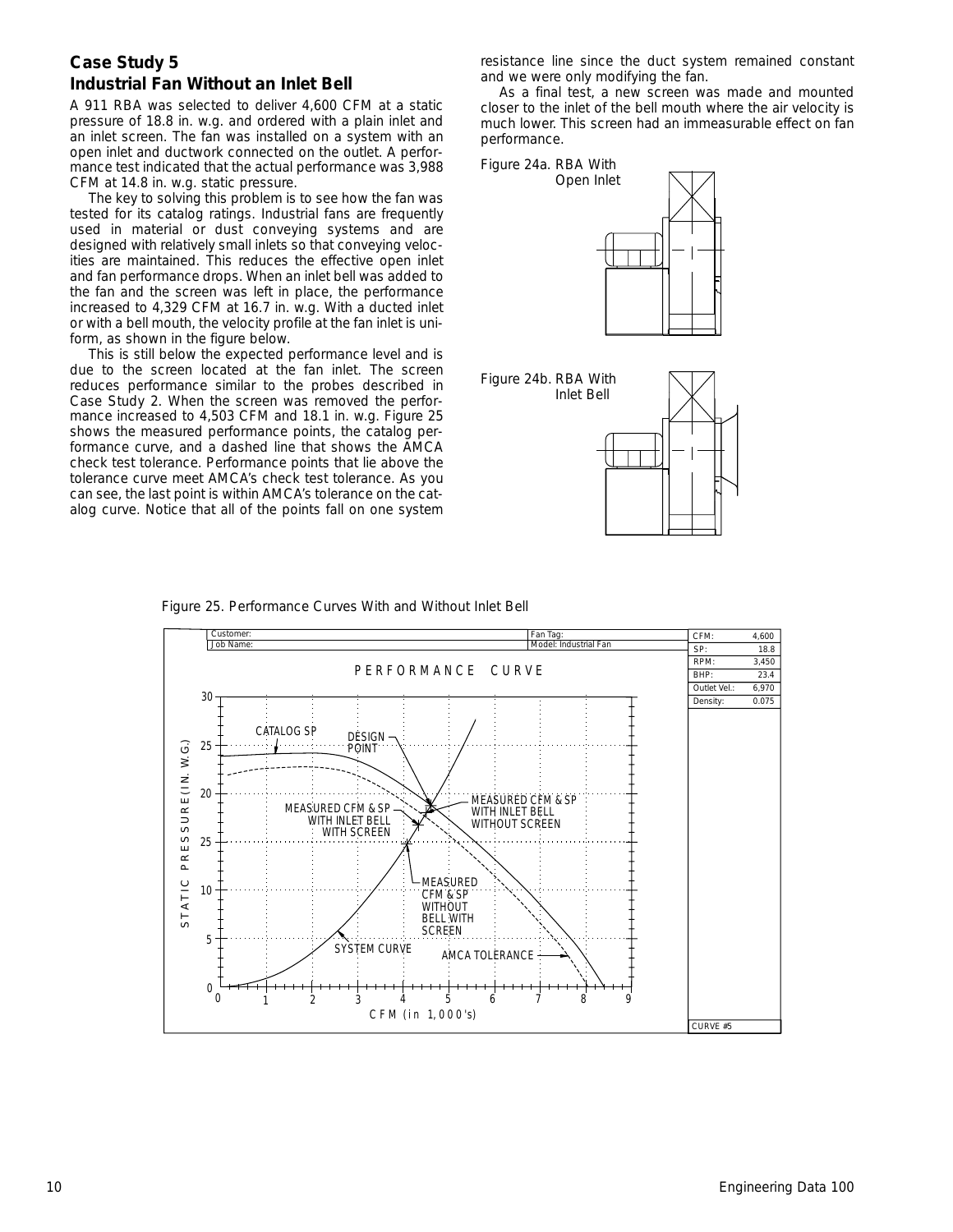## Case Study 5
## Industrial Fan Without an Inlet Bell

A 911 RBA was selected to deliver 4,600 CFM at a static pressure of 18.8 in. w.g. and ordered with a plain inlet and an inlet screen. The fan was installed on a system with an open inlet and ductwork connected on the outlet. A performance test indicated that the actual performance was 3,988 CFM at 14.8 in. w.g. static pressure.

The key to solving this problem is to see how the fan was tested for its catalog ratings. Industrial fans are frequently used in material or dust conveying systems and are designed with relatively small inlets so that conveying velocities are maintained. This reduces the effective open inlet and fan performance drops. When an inlet bell was added to the fan and the screen was left in place, the performance increased to 4,329 CFM at 16.7 in. w.g. With a ducted inlet or with a bell mouth, the velocity profile at the fan inlet is uniform, as shown in the figure below.

This is still below the expected performance level and is due to the screen located at the fan inlet. The screen reduces performance similar to the probes described in Case Study 2. When the screen was removed the performance increased to 4,503 CFM and 18.1 in. w.g. Figure 25 shows the measured performance points, the catalog performance curve, and a dashed line that shows the AMCA check test tolerance. Performance points that lie above the tolerance curve meet AMCA's check test tolerance. As you can see, the last point is within AMCA's tolerance on the catalog curve. Notice that all of the points fall on one system resistance line since the duct system remained constant and we were only modifying the fan.

As a final test, a new screen was made and mounted closer to the inlet of the bell mouth where the air velocity is much lower. This screen had an immeasurable effect on fan performance.

Figure 24a. RBA With Open Inlet

Figure 24b. RBA With Inlet Bell

Figure 25. Performance Curves With and Without Inlet Bell

Customer:
Job Name:
Fan Tag:
Model: Industrial Fan

PERFORMANCE CURVE

| | |
|---|---|
| CFM: | 4,600 |
| SP: | 18.8 |
| RPM: | 3,450 |
| BHP: | 23.4 |
| Outlet Vel.: | 6,970 |
| Density: | 0.075 |

CATALOG SP
DESIGN POINT
MEASURED CFM & SP WITH INLET BELL WITH SCREEN
MEASURED CFM & SP WITH INLET BELL WITHOUT SCREEN
MEASURED CFM & SP WITHOUT BELL WITH SCREEN
SYSTEM CURVE
AMCA TOLERANCE

STATIC PRESSURE (IN. W.G.)
0 5 10 25 20 25 30
0 1 2 3 4 5 6 7 8 9
CFM (in 1,000's)

CURVE #5